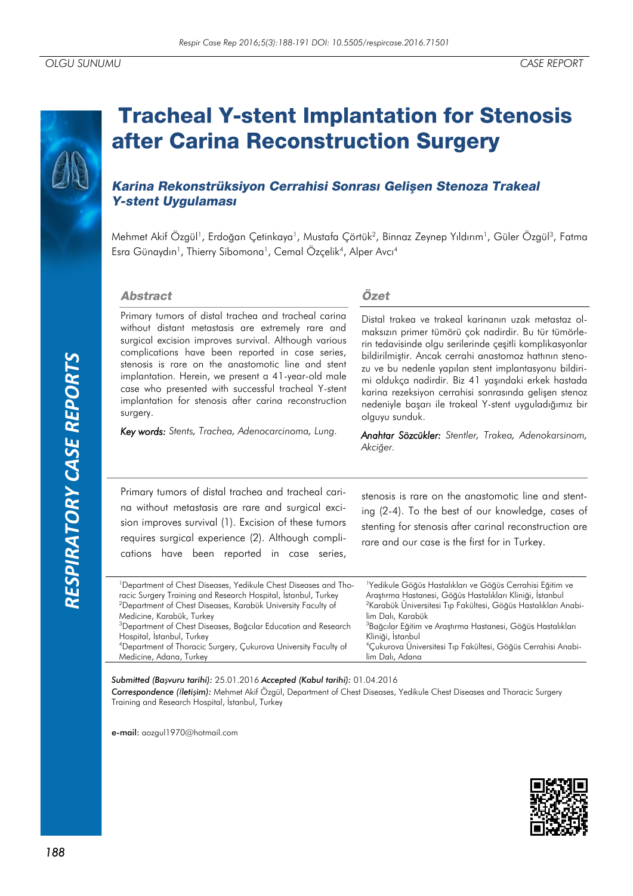OLGU SUNUMU

CASE REPORT

# Tracheal Y-stent Implantation for Stenosis after Carina Reconstruction Surgery

## *Karina Rekonstrüksiyon Cerrahisi Sonrası Gelişen Stenoza Trakeal Y-stent Uygulaması*

Mehmet Akif Özgül[1], Erdoğan Çetinkaya[1], Mustafa Çörtük[2], Binnaz Zeynep Yıldırım[1], Güler Özgül[3], Fatma Esra Günaydın[1], Thierry Sibomona[1], Cemal Özçelik[4], Alper Avcı[4]

### Abstract

Primary tumors of distal trachea and tracheal carina without distant metastasis are extremely rare and surgical excision improves survival. Although various complications have been reported in case series, stenosis is rare on the anastomotic line and stent implantation. Herein, we present a 41-year-old male case who presented with successful tracheal Y-stent implantation for stenosis after carina reconstruction surgery.

***Key words:*** *Stents, Trachea, Adenocarcinoma, Lung.*

### Özet

Distal trakea ve trakeal karinanın uzak metastaz olmaksızın primer tümörü çok nadirdir. Bu tür tümörlerin tedavisinde olgu serilerinde çeşitli komplikasyonlar bildirilmiştir. Ancak cerrahi anastomoz hattının stenozu ve bu nedenle yapılan stent implantasyonu bildirimi oldukça nadirdir. Biz 41 yaşındaki erkek hastada karina rezeksiyon cerrahisi sonrasında gelişen stenoz nedeniyle başarı ile trakeal Y-stent uyguladığımız bir olguyu sunduk.

***Anahtar Sözcükler:*** *Stentler, Trakea, Adenokarsinom, Akciğer.*

Primary tumors of distal trachea and tracheal carina without metastasis are rare and surgical excision improves survival (1). Excision of these tumors requires surgical experience (2). Although complications have been reported in case series, stenosis is rare on the anastomotic line and stenting (2-4). To the best of our knowledge, cases of stenting for stenosis after carinal reconstruction are rare and our case is the first for in Turkey.

[1]Department of Chest Diseases, Yedikule Chest Diseases and Thoracic Surgery Training and Research Hospital, İstanbul, Turkey
[2]Department of Chest Diseases, Karabük University Faculty of Medicine, Karabük, Turkey
[3]Department of Chest Diseases, Bağcılar Education and Research Hospital, İstanbul, Turkey
[4]Department of Thoracic Surgery, Çukurova University Faculty of Medicine, Adana, Turkey

[1]Yedikule Göğüs Hastalıkları ve Göğüs Cerrahisi Eğitim ve Araştırma Hastanesi, Göğüs Hastalıkları Kliniği, İstanbul
[2]Karabük Üniversitesi Tıp Fakültesi, Göğüs Hastalıkları Anabilim Dalı, Karabük
[3]Bağcılar Eğitim ve Araştırma Hastanesi, Göğüs Hastalıkları Kliniği, İstanbul
[4]Çukurova Üniversitesi Tıp Fakültesi, Göğüs Cerrahisi Anabilim Dalı, Adana

***Submitted (Başvuru tarihi):*** 25.01.2016 ***Accepted (Kabul tarihi):*** 01.04.2016
***Correspondence (İletişim):*** Mehmet Akif Özgül, Department of Chest Diseases, Yedikule Chest Diseases and Thoracic Surgery Training and Research Hospital, İstanbul, Turkey

**e-mail:** aozgul1970@hotmail.com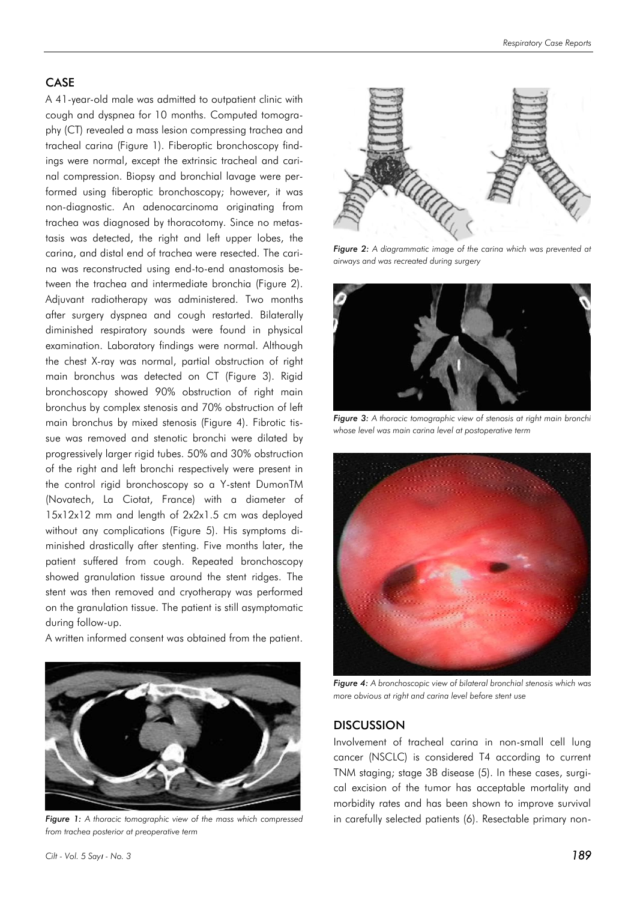## CASE

A 41-year-old male was admitted to outpatient clinic with cough and dyspnea for 10 months. Computed tomography (CT) revealed a mass lesion compressing trachea and tracheal carina (Figure 1). Fiberoptic bronchoscopy findings were normal, except the extrinsic tracheal and carinal compression. Biopsy and bronchial lavage were performed using fiberoptic bronchoscopy; however, it was non-diagnostic. An adenocarcinoma originating from trachea was diagnosed by thoracotomy. Since no metastasis was detected, the right and left upper lobes, the carina, and distal end of trachea were resected. The carina was reconstructed using end-to-end anastomosis between the trachea and intermediate bronchia (Figure 2). Adjuvant radiotherapy was administered. Two months after surgery dyspnea and cough restarted. Bilaterally diminished respiratory sounds were found in physical examination. Laboratory findings were normal. Although the chest X-ray was normal, partial obstruction of right main bronchus was detected on CT (Figure 3). Rigid bronchoscopy showed 90% obstruction of right main bronchus by complex stenosis and 70% obstruction of left main bronchus by mixed stenosis (Figure 4). Fibrotic tissue was removed and stenotic bronchi were dilated by progressively larger rigid tubes. 50% and 30% obstruction of the right and left bronchi respectively were present in the control rigid bronchoscopy so a Y-stent DumonTM (Novatech, La Ciotat, France) with a diameter of 15x12x12 mm and length of 2x2x1.5 cm was deployed without any complications (Figure 5). His symptoms diminished drastically after stenting. Five months later, the patient suffered from cough. Repeated bronchoscopy showed granulation tissue around the stent ridges. The stent was then removed and cryotherapy was performed on the granulation tissue. The patient is still asymptomatic during follow-up.

A written informed consent was obtained from the patient.

*Figure 1: A thoracic tomographic view of the mass which compressed from trachea posterior at preoperative term*

*Figure 2: A diagrammatic image of the carina which was prevented at airways and was recreated during surgery*

*Figure 3: A thoracic tomographic view of stenosis at right main bronchi whose level was main carina level at postoperative term*

*Figure 4: A bronchoscopic view of bilateral bronchial stenosis which was more obvious at right and carina level before stent use*

## DISCUSSION

Involvement of tracheal carina in non-small cell lung cancer (NSCLC) is considered T4 according to current TNM staging; stage 3B disease (5). In these cases, surgical excision of the tumor has acceptable mortality and morbidity rates and has been shown to improve survival in carefully selected patients (6). Resectable primary non-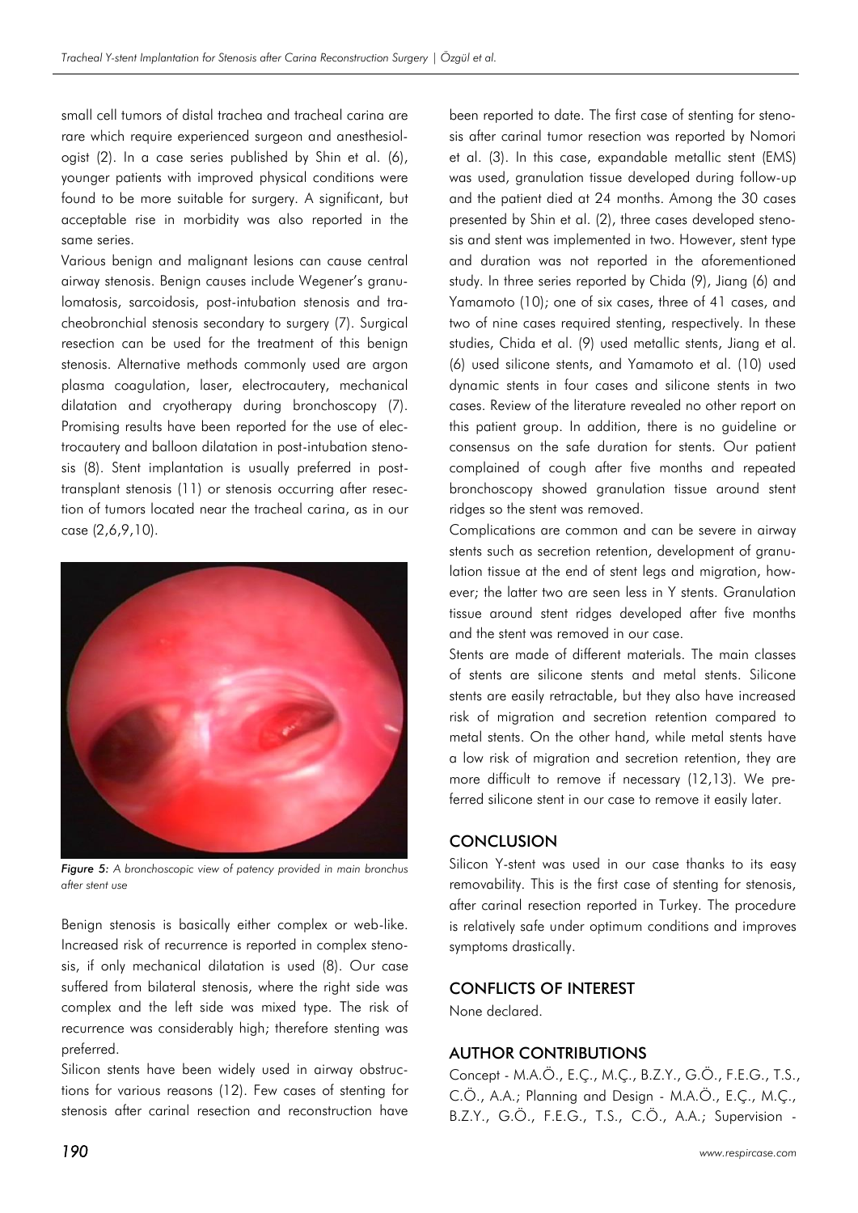small cell tumors of distal trachea and tracheal carina are rare which require experienced surgeon and anesthesiologist (2). In a case series published by Shin et al. (6), younger patients with improved physical conditions were found to be more suitable for surgery. A significant, but acceptable rise in morbidity was also reported in the same series.

Various benign and malignant lesions can cause central airway stenosis. Benign causes include Wegener's granulomatosis, sarcoidosis, post-intubation stenosis and tracheobronchial stenosis secondary to surgery (7). Surgical resection can be used for the treatment of this benign stenosis. Alternative methods commonly used are argon plasma coagulation, laser, electrocautery, mechanical dilatation and cryotherapy during bronchoscopy (7). Promising results have been reported for the use of electrocautery and balloon dilatation in post-intubation stenosis (8). Stent implantation is usually preferred in post-transplant stenosis (11) or stenosis occurring after resection of tumors located near the tracheal carina, as in our case (2,6,9,10).

*Figure 5: A bronchoscopic view of patency provided in main bronchus after stent use*

Benign stenosis is basically either complex or web-like. Increased risk of recurrence is reported in complex stenosis, if only mechanical dilatation is used (8). Our case suffered from bilateral stenosis, where the right side was complex and the left side was mixed type. The risk of recurrence was considerably high; therefore stenting was preferred.

Silicon stents have been widely used in airway obstructions for various reasons (12). Few cases of stenting for stenosis after carinal resection and reconstruction have been reported to date. The first case of stenting for stenosis after carinal tumor resection was reported by Nomori et al. (3). In this case, expandable metallic stent (EMS) was used, granulation tissue developed during follow-up and the patient died at 24 months. Among the 30 cases presented by Shin et al. (2), three cases developed stenosis and stent was implemented in two. However, stent type and duration was not reported in the aforementioned study. In three series reported by Chida (9), Jiang (6) and Yamamoto (10); one of six cases, three of 41 cases, and two of nine cases required stenting, respectively. In these studies, Chida et al. (9) used metallic stents, Jiang et al. (6) used silicone stents, and Yamamoto et al. (10) used dynamic stents in four cases and silicone stents in two cases. Review of the literature revealed no other report on this patient group. In addition, there is no guideline or consensus on the safe duration for stents. Our patient complained of cough after five months and repeated bronchoscopy showed granulation tissue around stent ridges so the stent was removed.

Complications are common and can be severe in airway stents such as secretion retention, development of granulation tissue at the end of stent legs and migration, however; the latter two are seen less in Y stents. Granulation tissue around stent ridges developed after five months and the stent was removed in our case.

Stents are made of different materials. The main classes of stents are silicone stents and metal stents. Silicone stents are easily retractable, but they also have increased risk of migration and secretion retention compared to metal stents. On the other hand, while metal stents have a low risk of migration and secretion retention, they are more difficult to remove if necessary (12,13). We preferred silicone stent in our case to remove it easily later.

## CONCLUSION

Silicon Y-stent was used in our case thanks to its easy removability. This is the first case of stenting for stenosis, after carinal resection reported in Turkey. The procedure is relatively safe under optimum conditions and improves symptoms drastically.

## CONFLICTS OF INTEREST

None declared.

## AUTHOR CONTRIBUTIONS

Concept - M.A.Ö., E.Ç., M.Ç., B.Z.Y., G.Ö., F.E.G., T.S., C.Ö., A.A.; Planning and Design - M.A.Ö., E.Ç., M.Ç., B.Z.Y., G.Ö., F.E.G., T.S., C.Ö., A.A.; Supervision -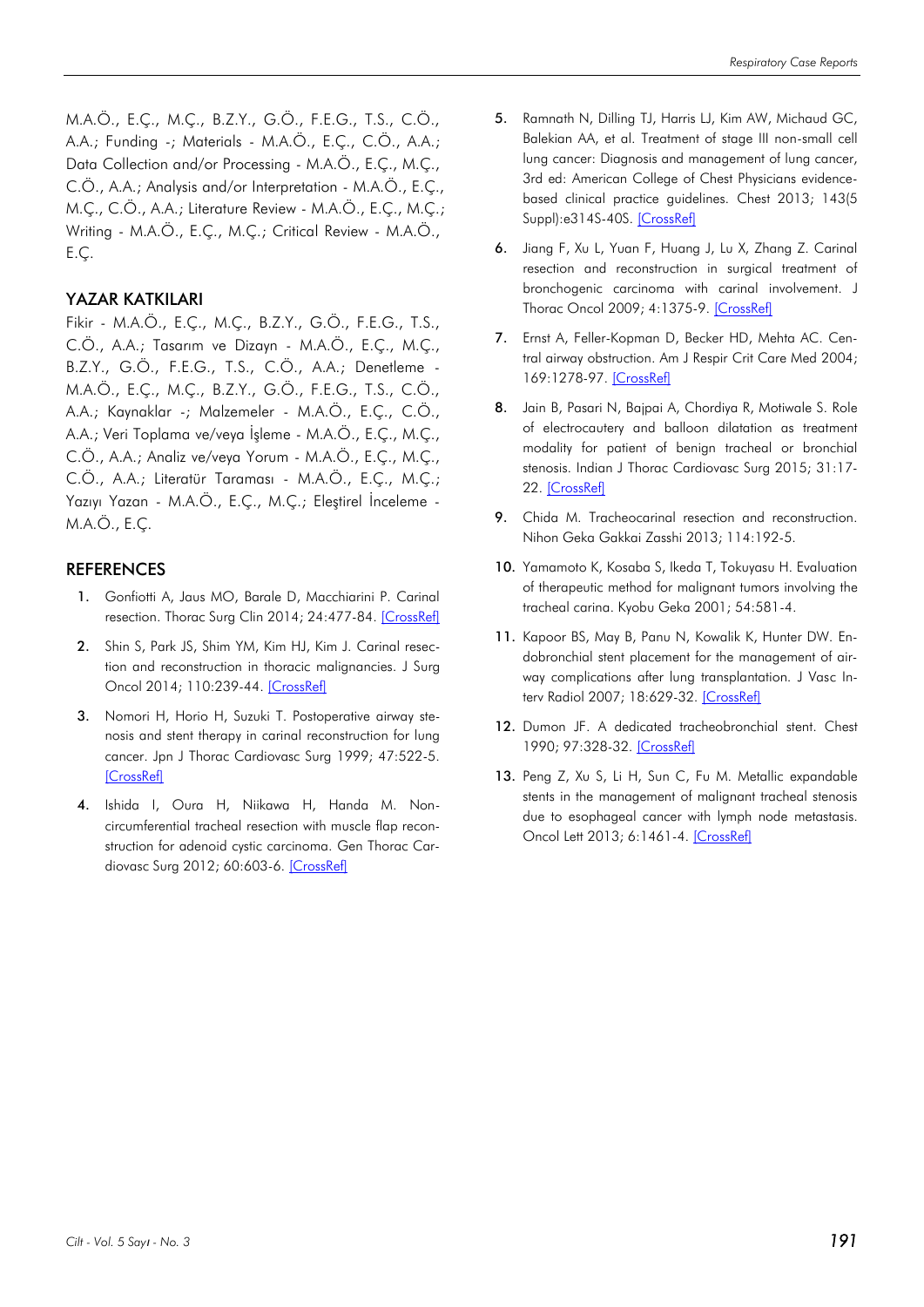M.A.Ö., E.Ç., M.Ç., B.Z.Y., G.Ö., F.E.G., T.S., C.Ö., A.A.; Funding -; Materials - M.A.Ö., E.Ç., C.Ö., A.A.; Data Collection and/or Processing - M.A.Ö., E.Ç., M.Ç., C.Ö., A.A.; Analysis and/or Interpretation - M.A.Ö., E.Ç., M.Ç., C.Ö., A.A.; Literature Review - M.A.Ö., E.Ç., M.Ç.; Writing - M.A.Ö., E.Ç., M.Ç.; Critical Review - M.A.Ö., E.Ç.

## YAZAR KATKILARI

Fikir - M.A.Ö., E.Ç., M.Ç., B.Z.Y., G.Ö., F.E.G., T.S., C.Ö., A.A.; Tasarım ve Dizayn - M.A.Ö., E.Ç., M.Ç., B.Z.Y., G.Ö., F.E.G., T.S., C.Ö., A.A.; Denetleme - M.A.Ö., E.Ç., M.Ç., B.Z.Y., G.Ö., F.E.G., T.S., C.Ö., A.A.; Kaynaklar -; Malzemeler - M.A.Ö., E.Ç., C.Ö., A.A.; Veri Toplama ve/veya İşleme - M.A.Ö., E.Ç., M.Ç., C.Ö., A.A.; Analiz ve/veya Yorum - M.A.Ö., E.Ç., M.Ç., C.Ö., A.A.; Literatür Taraması - M.A.Ö., E.Ç., M.Ç.; Yazıyı Yazan - M.A.Ö., E.Ç., M.Ç.; Eleştirel İnceleme - M.A.Ö., E.Ç.

## REFERENCES

1. Gonfiotti A, Jaus MO, Barale D, Macchiarini P. Carinal resection. Thorac Surg Clin 2014; 24:477-84. [CrossRef]
2. Shin S, Park JS, Shim YM, Kim HJ, Kim J. Carinal resection and reconstruction in thoracic malignancies. J Surg Oncol 2014; 110:239-44. [CrossRef]
3. Nomori H, Horio H, Suzuki T. Postoperative airway stenosis and stent therapy in carinal reconstruction for lung cancer. Jpn J Thorac Cardiovasc Surg 1999; 47:522-5. [CrossRef]
4. Ishida I, Oura H, Niikawa H, Handa M. Non-circumferential tracheal resection with muscle flap reconstruction for adenoid cystic carcinoma. Gen Thorac Cardiovasc Surg 2012; 60:603-6. [CrossRef]
5. Ramnath N, Dilling TJ, Harris LJ, Kim AW, Michaud GC, Balekian AA, et al. Treatment of stage III non-small cell lung cancer: Diagnosis and management of lung cancer, 3rd ed: American College of Chest Physicians evidence-based clinical practice guidelines. Chest 2013; 143(5 Suppl):e314S-40S. [CrossRef]
6. Jiang F, Xu L, Yuan F, Huang J, Lu X, Zhang Z. Carinal resection and reconstruction in surgical treatment of bronchogenic carcinoma with carinal involvement. J Thorac Oncol 2009; 4:1375-9. [CrossRef]
7. Ernst A, Feller-Kopman D, Becker HD, Mehta AC. Central airway obstruction. Am J Respir Crit Care Med 2004; 169:1278-97. [CrossRef]
8. Jain B, Pasari N, Bajpai A, Chordiya R, Motiwale S. Role of electrocautery and balloon dilatation as treatment modality for patient of benign tracheal or bronchial stenosis. Indian J Thorac Cardiovasc Surg 2015; 31:17-22. [CrossRef]
9. Chida M. Tracheocarinal resection and reconstruction. Nihon Geka Gakkai Zasshi 2013; 114:192-5.
10. Yamamoto K, Kosaba S, Ikeda T, Tokuyasu H. Evaluation of therapeutic method for malignant tumors involving the tracheal carina. Kyobu Geka 2001; 54:581-4.
11. Kapoor BS, May B, Panu N, Kowalik K, Hunter DW. Endobronchial stent placement for the management of airway complications after lung transplantation. J Vasc Interv Radiol 2007; 18:629-32. [CrossRef]
12. Dumon JF. A dedicated tracheobronchial stent. Chest 1990; 97:328-32. [CrossRef]
13. Peng Z, Xu S, Li H, Sun C, Fu M. Metallic expandable stents in the management of malignant tracheal stenosis due to esophageal cancer with lymph node metastasis. Oncol Lett 2013; 6:1461-4. [CrossRef]